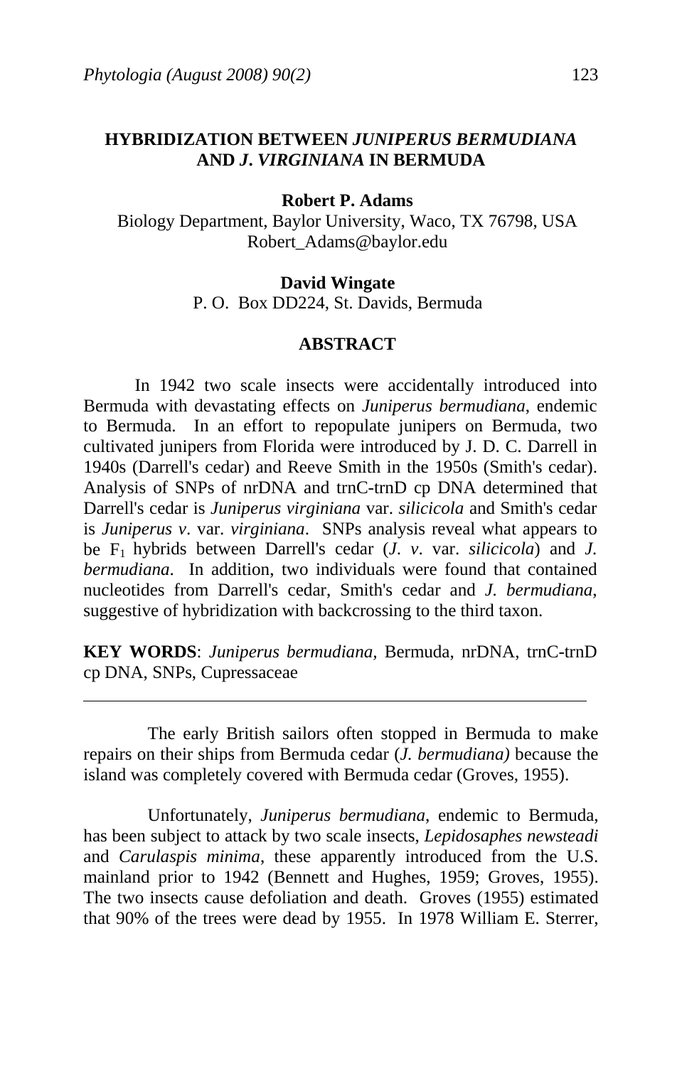# HYBRIDIZATION BETWEEN *JUNIPERUS BERMUDIANA* AND *J. VIRGINIANA* IN BERMUDA

**Robert P. Adams**

Biology Department, Baylor University, Waco, TX 76798, USA
Robert_Adams@baylor.edu

**David Wingate**

P. O. Box DD224, St. Davids, Bermuda

## ABSTRACT

In 1942 two scale insects were accidentally introduced into Bermuda with devastating effects on *Juniperus bermudiana*, endemic to Bermuda. In an effort to repopulate junipers on Bermuda, two cultivated junipers from Florida were introduced by J. D. C. Darrell in 1940s (Darrell's cedar) and Reeve Smith in the 1950s (Smith's cedar). Analysis of SNPs of nrDNA and trnC-trnD cp DNA determined that Darrell's cedar is *Juniperus virginiana* var. *silicicola* and Smith's cedar is *Juniperus v*. var. *virginiana*. SNPs analysis reveal what appears to be $F_1$ hybrids between Darrell's cedar (*J*. *v*. var. *silicicola*) and *J. bermudiana*. In addition, two individuals were found that contained nucleotides from Darrell's cedar, Smith's cedar and *J. bermudiana*, suggestive of hybridization with backcrossing to the third taxon.

**KEY WORDS**: *Juniperus bermudiana*, Bermuda, nrDNA, trnC-trnD cp DNA, SNPs, Cupressaceae

---

The early British sailors often stopped in Bermuda to make repairs on their ships from Bermuda cedar (*J. bermudiana)* because the island was completely covered with Bermuda cedar (Groves, 1955).

Unfortunately, *Juniperus bermudiana*, endemic to Bermuda, has been subject to attack by two scale insects, *Lepidosaphes newsteadi* and *Carulaspis minima*, these apparently introduced from the U.S. mainland prior to 1942 (Bennett and Hughes, 1959; Groves, 1955). The two insects cause defoliation and death. Groves (1955) estimated that 90% of the trees were dead by 1955. In 1978 William E. Sterrer,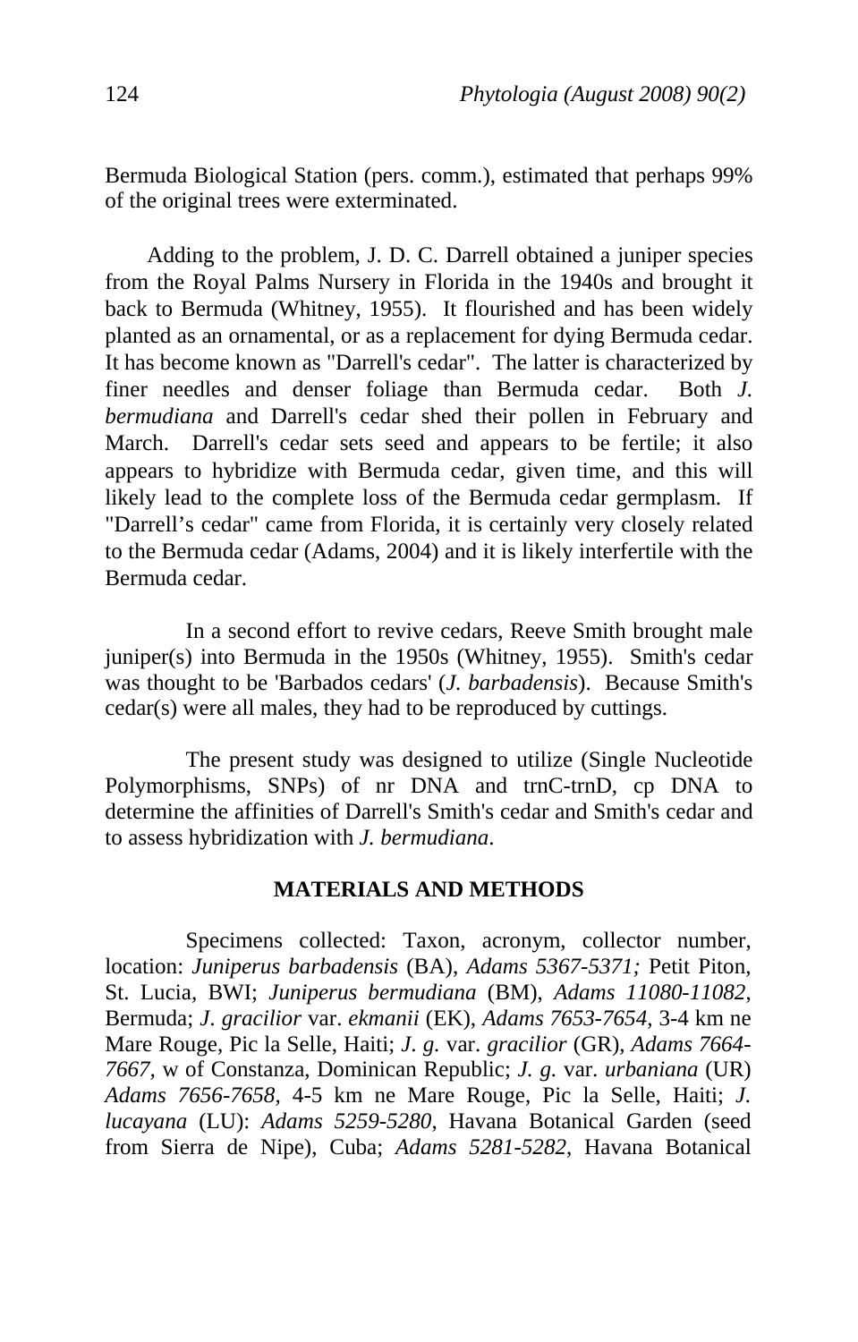Bermuda Biological Station (pers. comm.), estimated that perhaps 99% of the original trees were exterminated.

Adding to the problem, J. D. C. Darrell obtained a juniper species from the Royal Palms Nursery in Florida in the 1940s and brought it back to Bermuda (Whitney, 1955). It flourished and has been widely planted as an ornamental, or as a replacement for dying Bermuda cedar. It has become known as "Darrell's cedar". The latter is characterized by finer needles and denser foliage than Bermuda cedar. Both *J. bermudiana* and Darrell's cedar shed their pollen in February and March. Darrell's cedar sets seed and appears to be fertile; it also appears to hybridize with Bermuda cedar, given time, and this will likely lead to the complete loss of the Bermuda cedar germplasm. If "Darrell's cedar" came from Florida, it is certainly very closely related to the Bermuda cedar (Adams, 2004) and it is likely interfertile with the Bermuda cedar.

In a second effort to revive cedars, Reeve Smith brought male juniper(s) into Bermuda in the 1950s (Whitney, 1955). Smith's cedar was thought to be 'Barbados cedars' (*J. barbadensis*). Because Smith's cedar(s) were all males, they had to be reproduced by cuttings.

The present study was designed to utilize (Single Nucleotide Polymorphisms, SNPs) of nr DNA and trnC-trnD, cp DNA to determine the affinities of Darrell's Smith's cedar and Smith's cedar and to assess hybridization with *J. bermudiana*.

## MATERIALS AND METHODS

Specimens collected: Taxon, acronym, collector number, location: *Juniperus barbadensis* (BA), *Adams 5367-5371;* Petit Piton, St. Lucia, BWI; *Juniperus bermudiana* (BM), *Adams 11080-11082*, Bermuda; *J. gracilior* var. *ekmanii* (EK), *Adams 7653-7654*, 3-4 km ne Mare Rouge, Pic la Selle, Haiti; *J. g.* var. *gracilior* (GR), *Adams 7664-7667*, w of Constanza, Dominican Republic; *J. g.* var. *urbaniana* (UR) *Adams 7656-7658*, 4-5 km ne Mare Rouge, Pic la Selle, Haiti; *J. lucayana* (LU): *Adams 5259-5280*, Havana Botanical Garden (seed from Sierra de Nipe), Cuba; *Adams 5281-5282*, Havana Botanical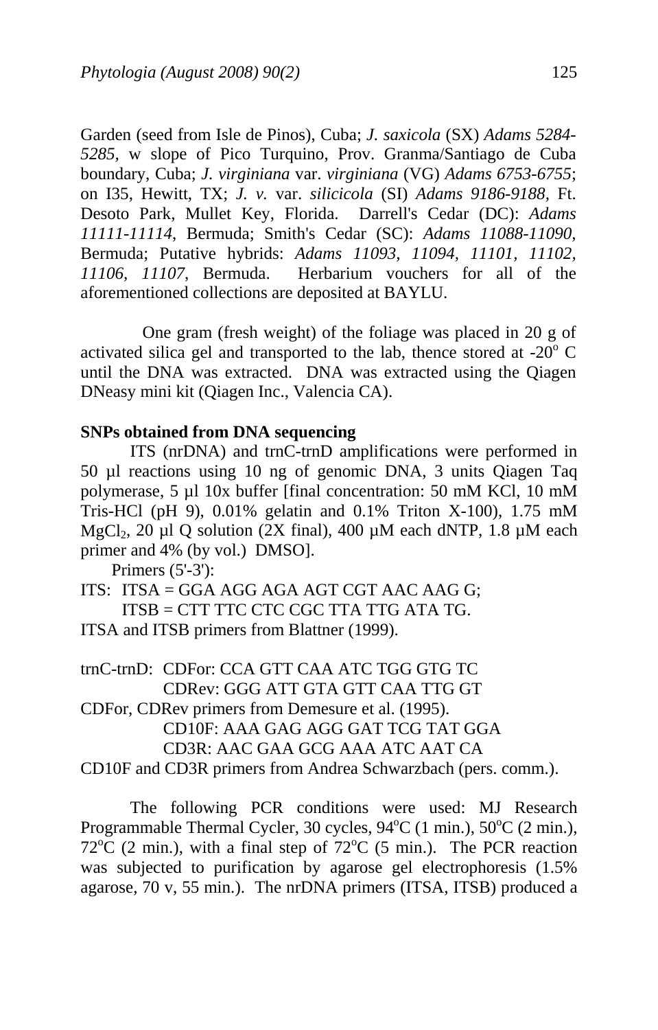Garden (seed from Isle de Pinos), Cuba; *J. saxicola* (SX) *Adams 5284-5285*, w slope of Pico Turquino, Prov. Granma/Santiago de Cuba boundary, Cuba; *J. virginiana* var. *virginiana* (VG) *Adams 6753-6755*; on I35, Hewitt, TX; *J. v.* var. *silicicola* (SI) *Adams 9186-9188*, Ft. Desoto Park, Mullet Key, Florida. Darrell's Cedar (DC): *Adams 11111-11114*, Bermuda; Smith's Cedar (SC): *Adams 11088-11090*, Bermuda; Putative hybrids: *Adams 11093, 11094, 11101, 11102, 11106, 11107*, Bermuda. Herbarium vouchers for all of the aforementioned collections are deposited at BAYLU.

One gram (fresh weight) of the foliage was placed in 20 g of activated silica gel and transported to the lab, thence stored at -20° C until the DNA was extracted. DNA was extracted using the Qiagen DNeasy mini kit (Qiagen Inc., Valencia CA).

**SNPs obtained from DNA sequencing**

ITS (nrDNA) and trnC-trnD amplifications were performed in 50 µl reactions using 10 ng of genomic DNA, 3 units Qiagen Taq polymerase, 5 µl 10x buffer [final concentration: 50 mM KCl, 10 mM Tris-HCl (pH 9), 0.01% gelatin and 0.1% Triton X-100), 1.75 mM $MgCl_2$, 20 µl Q solution (2X final), 400 µM each dNTP, 1.8 µM each primer and 4% (by vol.) DMSO].

Primers (5'-3'):

ITS: ITSA = GGA AGG AGA AGT CGT AAC AAG G;
ITSB = CTT TTC CTC CGC TTA TTG ATA TG.

ITSA and ITSB primers from Blattner (1999).

trnC-trnD: CDFor: CCA GTT CAA ATC TGG GTG TC
CDRev: GGG ATT GTA GTT CAA TTG GT

CDFor, CDRev primers from Demesure et al. (1995).

CD10F: AAA GAG AGG GAT TCG TAT GGA
CD3R: AAC GAA GCG AAA ATC AAT CA

CD10F and CD3R primers from Andrea Schwarzbach (pers. comm.).

The following PCR conditions were used: MJ Research Programmable Thermal Cycler, 30 cycles, 94°C (1 min.), 50°C (2 min.), 72°C (2 min.), with a final step of 72°C (5 min.). The PCR reaction was subjected to purification by agarose gel electrophoresis (1.5% agarose, 70 v, 55 min.). The nrDNA primers (ITSA, ITSB) produced a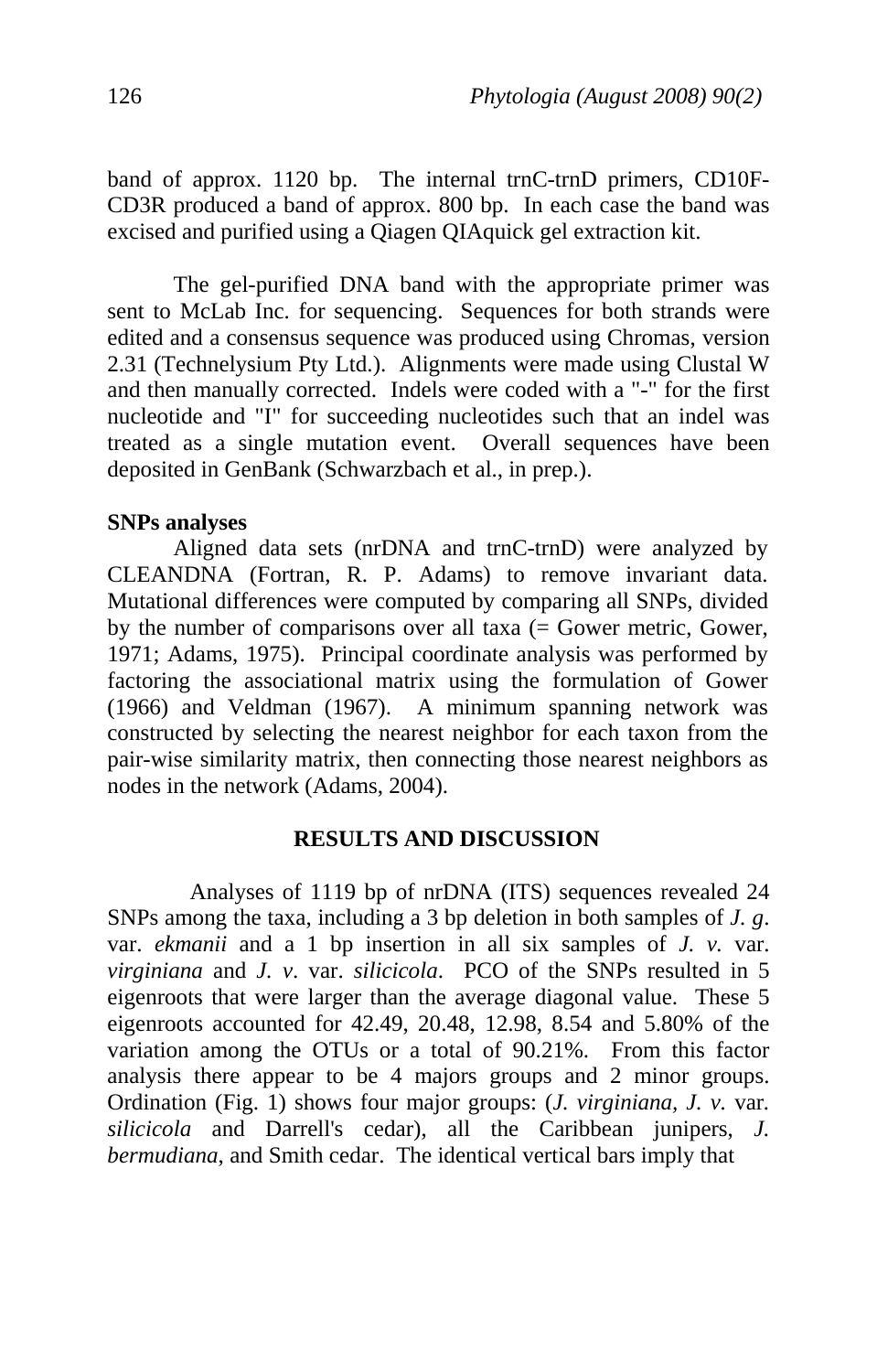band of approx. 1120 bp. The internal trnC-trnD primers, CD10F-CD3R produced a band of approx. 800 bp. In each case the band was excised and purified using a Qiagen QIAquick gel extraction kit.

The gel-purified DNA band with the appropriate primer was sent to McLab Inc. for sequencing. Sequences for both strands were edited and a consensus sequence was produced using Chromas, version 2.31 (Technelysium Pty Ltd.). Alignments were made using Clustal W and then manually corrected. Indels were coded with a "-" for the first nucleotide and "I" for succeeding nucleotides such that an indel was treated as a single mutation event. Overall sequences have been deposited in GenBank (Schwarzbach et al., in prep.).

**SNPs analyses**

Aligned data sets (nrDNA and trnC-trnD) were analyzed by CLEANDNA (Fortran, R. P. Adams) to remove invariant data. Mutational differences were computed by comparing all SNPs, divided by the number of comparisons over all taxa (= Gower metric, Gower, 1971; Adams, 1975). Principal coordinate analysis was performed by factoring the associational matrix using the formulation of Gower (1966) and Veldman (1967). A minimum spanning network was constructed by selecting the nearest neighbor for each taxon from the pair-wise similarity matrix, then connecting those nearest neighbors as nodes in the network (Adams, 2004).

## RESULTS AND DISCUSSION

Analyses of 1119 bp of nrDNA (ITS) sequences revealed 24 SNPs among the taxa, including a 3 bp deletion in both samples of *J. g*. var. *ekmanii* and a 1 bp insertion in all six samples of *J. v.* var. *virginiana* and *J. v*. var. *silicicola*. PCO of the SNPs resulted in 5 eigenroots that were larger than the average diagonal value. These 5 eigenroots accounted for 42.49, 20.48, 12.98, 8.54 and 5.80% of the variation among the OTUs or a total of 90.21%. From this factor analysis there appear to be 4 majors groups and 2 minor groups. Ordination (Fig. 1) shows four major groups: (*J. virginiana, J. v.* var. *silicicola* and Darrell's cedar), all the Caribbean junipers, *J. bermudiana*, and Smith cedar. The identical vertical bars imply that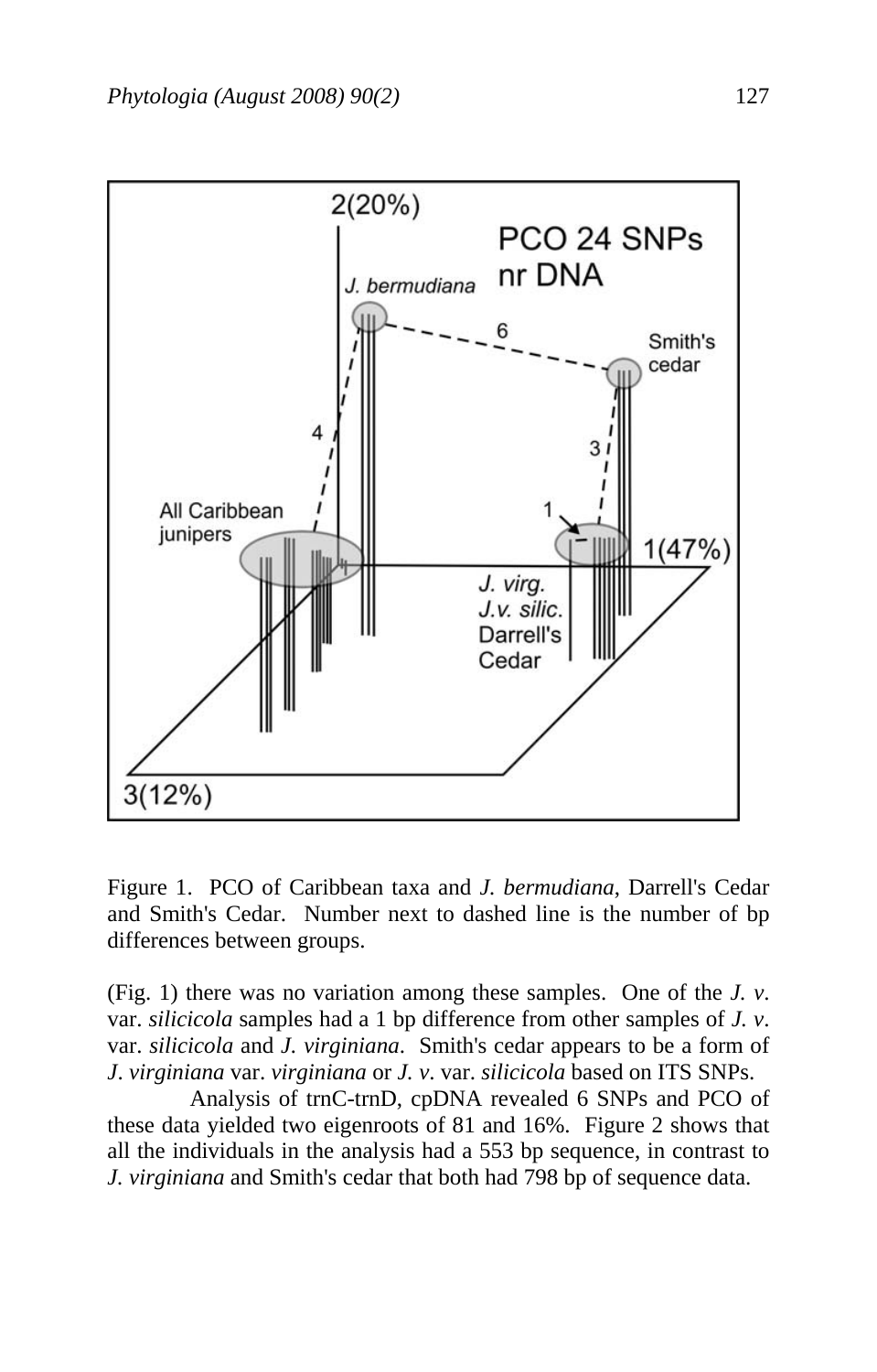Figure 1. PCO of Caribbean taxa and *J. bermudiana*, Darrell's Cedar and Smith's Cedar. Number next to dashed line is the number of bp differences between groups.

(Fig. 1) there was no variation among these samples. One of the *J. v*. var. *silicicola* samples had a 1 bp difference from other samples of *J. v*. var. *silicicola* and *J. virginiana*. Smith's cedar appears to be a form of *J*. *virginiana* var. *virginiana* or *J. v*. var. *silicicola* based on ITS SNPs.

Analysis of trnC-trnD, cpDNA revealed 6 SNPs and PCO of these data yielded two eigenroots of 81 and 16%. Figure 2 shows that all the individuals in the analysis had a 553 bp sequence, in contrast to *J. virginiana* and Smith's cedar that both had 798 bp of sequence data.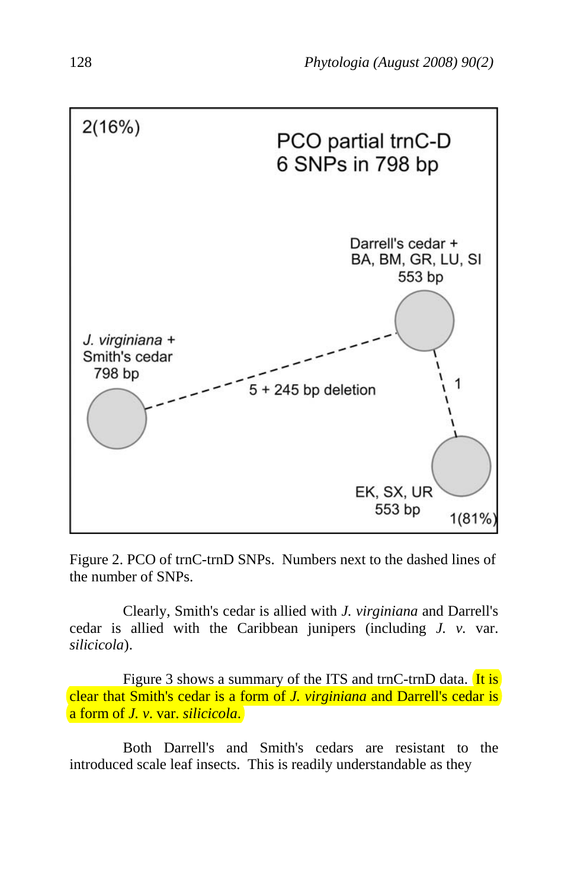Figure 2. PCO of trnC-trnD SNPs. Numbers next to the dashed lines of the number of SNPs.

Clearly, Smith's cedar is allied with *J. virginiana* and Darrell's cedar is allied with the Caribbean junipers (including *J. v.* var. *silicicola*).

Figure 3 shows a summary of the ITS and trnC-trnD data. It is clear that Smith's cedar is a form of *J. virginiana* and Darrell's cedar is a form of *J. v.* var. *silicicola*.

Both Darrell's and Smith's cedars are resistant to the introduced scale leaf insects. This is readily understandable as they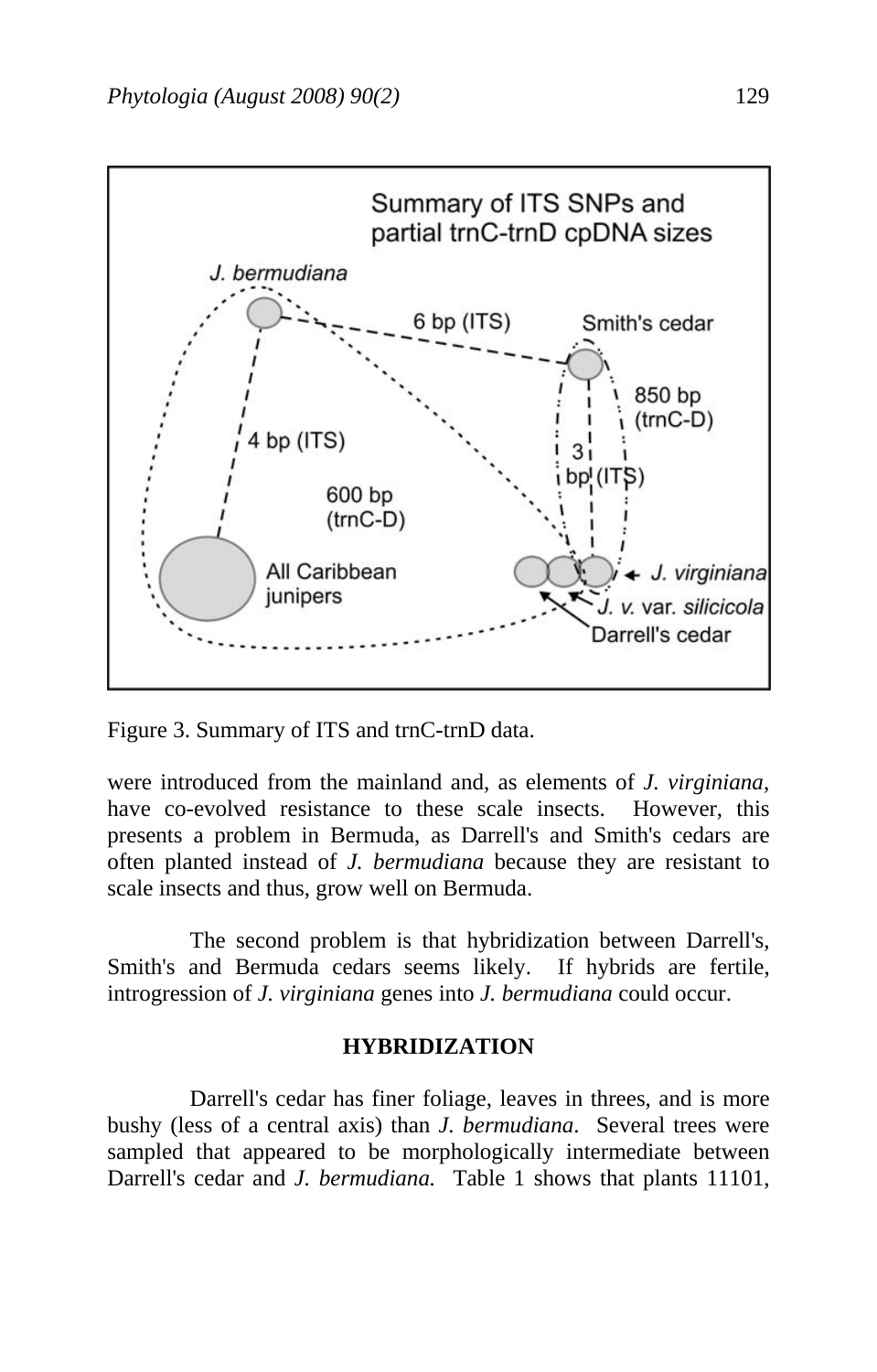Figure 3. Summary of ITS and trnC-trnD data.

were introduced from the mainland and, as elements of *J. virginiana*, have co-evolved resistance to these scale insects. However, this presents a problem in Bermuda, as Darrell's and Smith's cedars are often planted instead of *J. bermudiana* because they are resistant to scale insects and thus, grow well on Bermuda.

The second problem is that hybridization between Darrell's, Smith's and Bermuda cedars seems likely. If hybrids are fertile, introgression of *J. virginiana* genes into *J. bermudiana* could occur.

## HYBRIDIZATION

Darrell's cedar has finer foliage, leaves in threes, and is more bushy (less of a central axis) than *J. bermudiana*. Several trees were sampled that appeared to be morphologically intermediate between Darrell's cedar and *J. bermudiana.* Table 1 shows that plants 11101,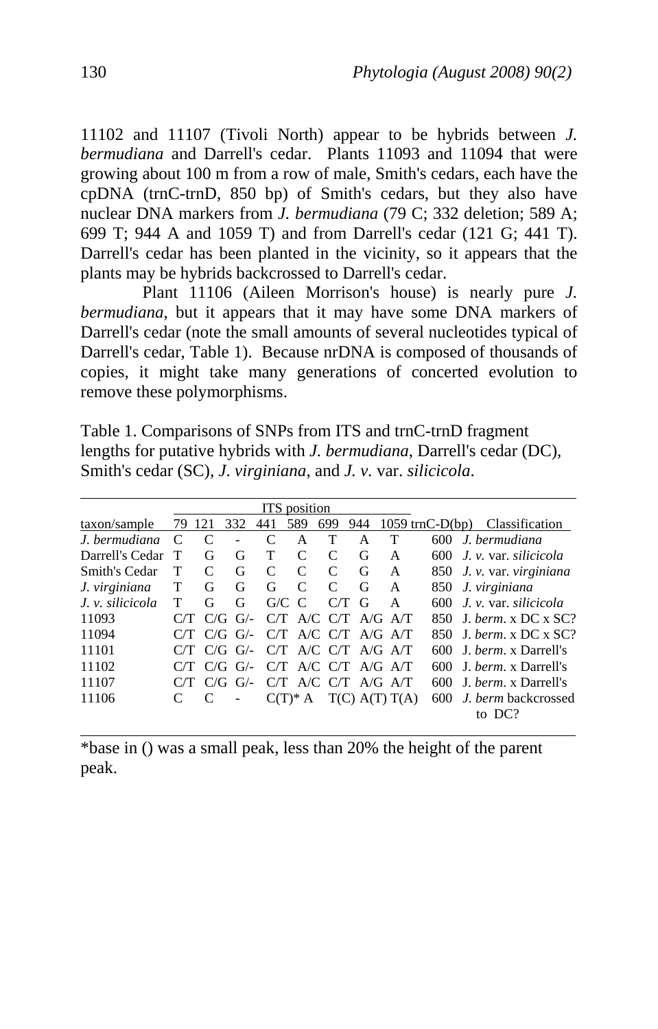11102 and 11107 (Tivoli North) appear to be hybrids between *J. bermudiana* and Darrell's cedar. Plants 11093 and 11094 that were growing about 100 m from a row of male, Smith's cedars, each have the cpDNA (trnC-trnD, 850 bp) of Smith's cedars, but they also have nuclear DNA markers from *J. bermudiana* (79 C; 332 deletion; 589 A; 699 T; 944 A and 1059 T) and from Darrell's cedar (121 G; 441 T). Darrell's cedar has been planted in the vicinity, so it appears that the plants may be hybrids backcrossed to Darrell's cedar.

Plant 11106 (Aileen Morrison's house) is nearly pure *J. bermudiana*, but it appears that it may have some DNA markers of Darrell's cedar (note the small amounts of several nucleotides typical of Darrell's cedar, Table 1). Because nrDNA is composed of thousands of copies, it might take many generations of concerted evolution to remove these polymorphisms.

Table 1. Comparisons of SNPs from ITS and trnC-trnD fragment lengths for putative hybrids with *J. bermudiana*, Darrell's cedar (DC), Smith's cedar (SC), *J. virginiana*, and *J. v.* var. *silicicola*.

| | ITS position | | | | | | | | | |
|---|---|---|---|---|---|---|---|---|---|---|
| taxon/sample | 79 | 121 | 332 | 441 | 589 | 699 | 944 | 1059 | trnC-D(bp) | Classification |
| *J. bermudiana* | C | C | - | C | A | T | A | T | 600 | *J. bermudiana* |
| Darrell's Cedar | T | G | G | T | C | C | G | A | 600 | *J. v.* var. *silicicola* |
| Smith's Cedar | T | C | G | C | C | C | G | A | 850 | *J. v.* var. *virginiana* |
| *J. virginiana* | T | G | G | G | C | C | G | A | 850 | *J. virginiana* |
| *J. v. silicicola* | T | G | G | G/C | C | C/T | G | A | 600 | *J. v.* var. *silicicola* |
| 11093 | C/T | C/G | G/- | C/T | A/C | C/T | A/G | A/T | 850 | J. *berm*. x DC x SC? |
| 11094 | C/T | C/G | G/- | C/T | A/C | C/T | A/G | A/T | 850 | J. *berm*. x DC x SC? |
| 11101 | C/T | C/G | G/- | C/T | A/C | C/T | A/G | A/T | 600 | J. *berm*. x Darrell's |
| 11102 | C/T | C/G | G/- | C/T | A/C | C/T | A/G | A/T | 600 | J. *berm*. x Darrell's |
| 11107 | C/T | C/G | G/- | C/T | A/C | C/T | A/G | A/T | 600 | J. *berm*. x Darrell's |
| 11106 | C | C | - | C(T)* | A | T(C) | A(T) | T(A) | 600 | *J. berm* backcrossed to DC? |

*base in () was a small peak, less than 20% the height of the parent peak.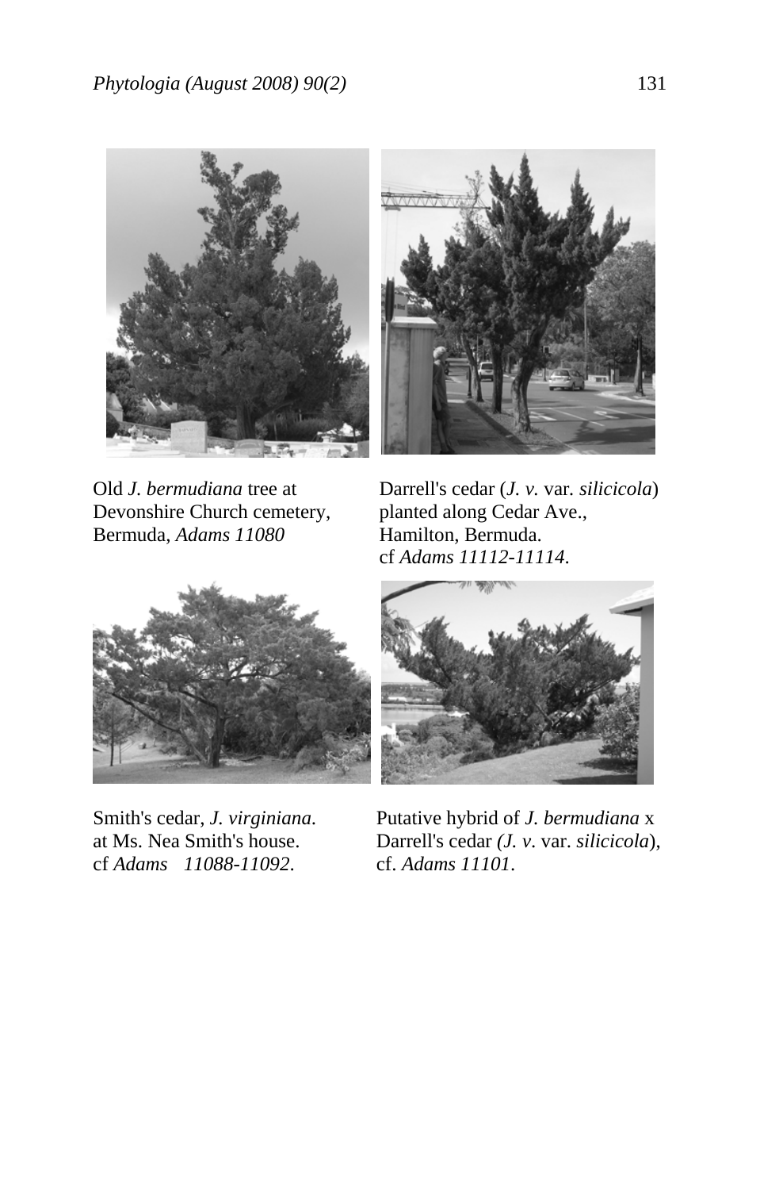Old *J. bermudiana* tree at Devonshire Church cemetery, Bermuda, *Adams 11080*

Darrell's cedar (*J. v.* var. *silicicola*) planted along Cedar Ave., Hamilton, Bermuda. cf *Adams 11112-11114*.

Smith's cedar, *J. virginiana*. at Ms. Nea Smith's house. cf *Adams 11088-11092*.

Putative hybrid of *J. bermudiana* x Darrell's cedar *(J. v.* var. *silicicola*), cf. *Adams 11101*.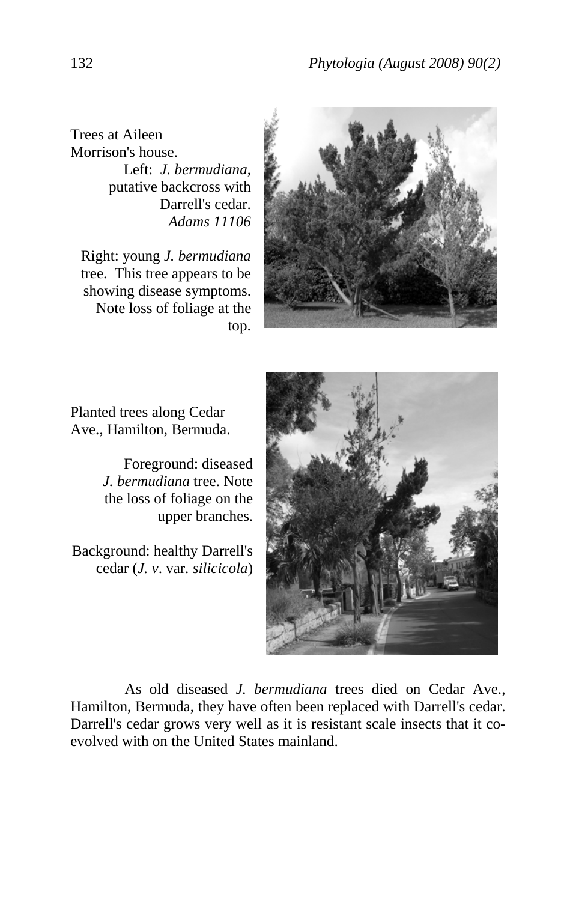Trees at Aileen Morrison's house.

Left: *J. bermudiana*, putative backcross with Darrell's cedar. *Adams 11106*

Right: young *J. bermudiana* tree. This tree appears to be showing disease symptoms. Note loss of foliage at the top.

Planted trees along Cedar Ave., Hamilton, Bermuda.

Foreground: diseased *J. bermudiana* tree. Note the loss of foliage on the upper branches.

Background: healthy Darrell's cedar (*J. v*. var. *silicicola*)

As old diseased *J. bermudiana* trees died on Cedar Ave., Hamilton, Bermuda, they have often been replaced with Darrell's cedar. Darrell's cedar grows very well as it is resistant scale insects that it co-evolved with on the United States mainland.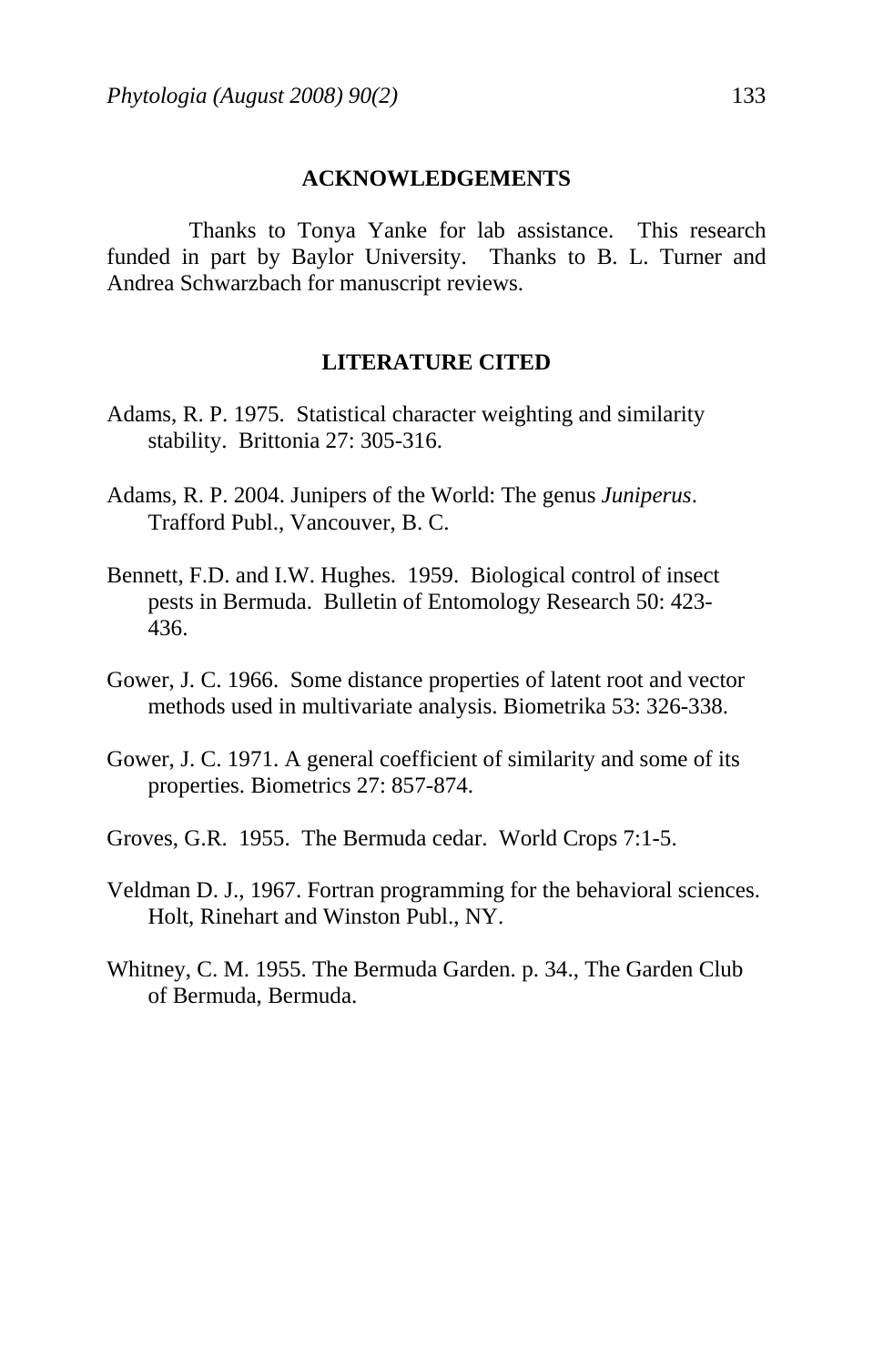## ACKNOWLEDGEMENTS

Thanks to Tonya Yanke for lab assistance. This research funded in part by Baylor University. Thanks to B. L. Turner and Andrea Schwarzbach for manuscript reviews.

## LITERATURE CITED

Adams, R. P. 1975. Statistical character weighting and similarity stability. Brittonia 27: 305-316.

Adams, R. P. 2004. Junipers of the World: The genus *Juniperus*. Trafford Publ., Vancouver, B. C.

Bennett, F.D. and I.W. Hughes. 1959. Biological control of insect pests in Bermuda. Bulletin of Entomology Research 50: 423-436.

Gower, J. C. 1966. Some distance properties of latent root and vector methods used in multivariate analysis. Biometrika 53: 326-338.

Gower, J. C. 1971. A general coefficient of similarity and some of its properties. Biometrics 27: 857-874.

Groves, G.R. 1955. The Bermuda cedar. World Crops 7:1-5.

Veldman D. J., 1967. Fortran programming for the behavioral sciences. Holt, Rinehart and Winston Publ., NY.

Whitney, C. M. 1955. The Bermuda Garden. p. 34., The Garden Club of Bermuda, Bermuda.